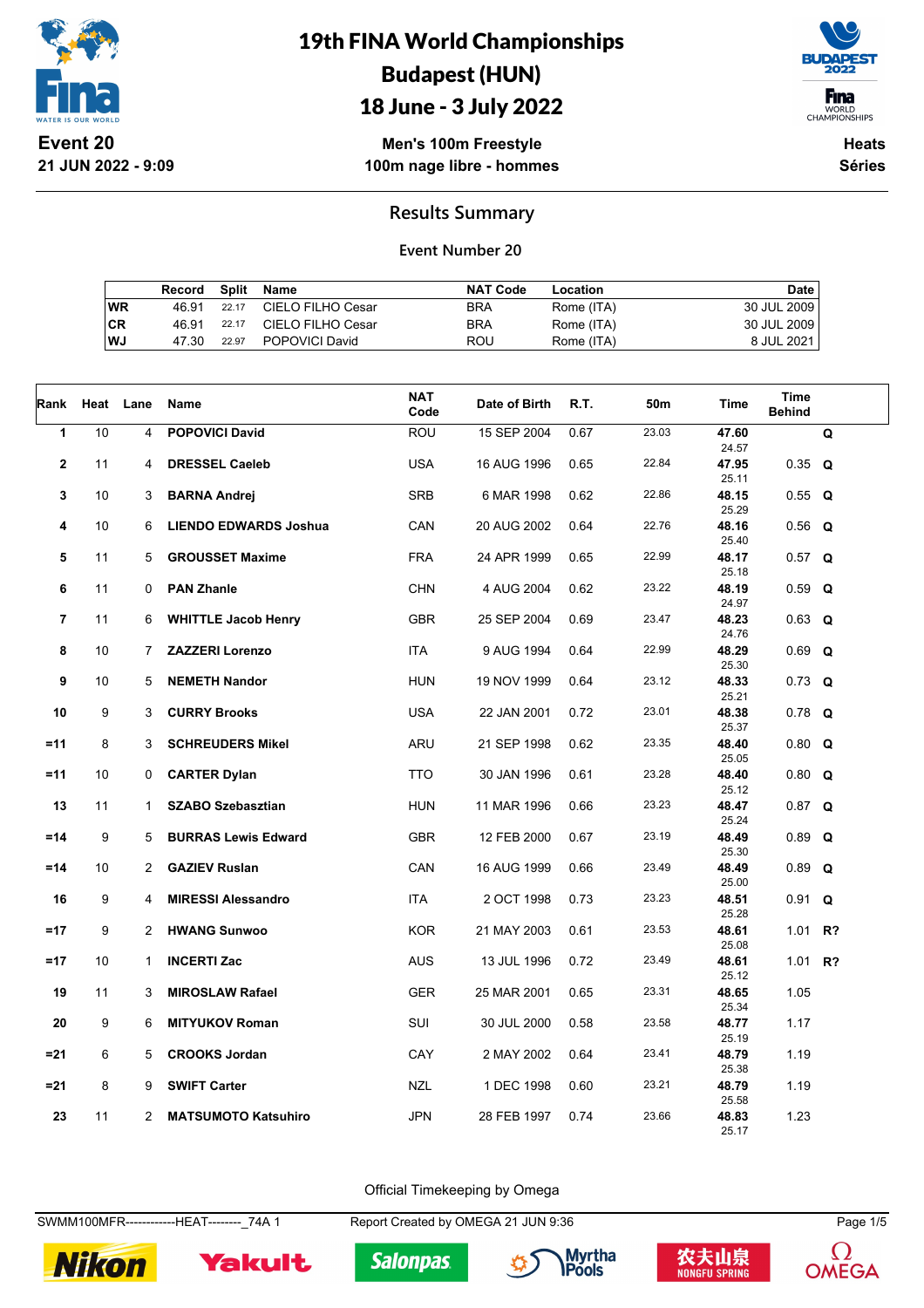# 19th FINA World Championships
# Budapest (HUN)
# 18 June - 3 July 2022

**Event 20**
**21 JUN 2022 - 9:09**

**Men's 100m Freestyle**
**100m nage libre - hommes**

**Heats**
**Séries**

## Results Summary

### Event Number 20

| | Record | Split | Name | NAT Code | Location | Date |
|---|---|---|---|---|---|---|
| WR | 46.91 | 22.17 | CIELO FILHO Cesar | BRA | Rome (ITA) | 30 JUL 2009 |
| CR | 46.91 | 22.17 | CIELO FILHO Cesar | BRA | Rome (ITA) | 30 JUL 2009 |
| WJ | 47.30 | 22.97 | POPOVICI David | ROU | Rome (ITA) | 8 JUL 2021 |

| Rank | Heat | Lane | Name | NAT Code | Date of Birth | R.T. | 50m | Time | Time Behind | |
|---|---|---|---|---|---|---|---|---|---|---|
| 1 | 10 | 4 | **POPOVICI David** | ROU | 15 SEP 2004 | 0.67 | 23.03 | **47.60** 24.57 | | **Q** |
| 2 | 11 | 4 | **DRESSEL Caeleb** | USA | 16 AUG 1996 | 0.65 | 22.84 | **47.95** 25.11 | 0.35 | **Q** |
| 3 | 10 | 3 | **BARNA Andrej** | SRB | 6 MAR 1998 | 0.62 | 22.86 | **48.15** 25.29 | 0.55 | **Q** |
| 4 | 10 | 6 | **LIENDO EDWARDS Joshua** | CAN | 20 AUG 2002 | 0.64 | 22.76 | **48.16** 25.40 | 0.56 | **Q** |
| 5 | 11 | 5 | **GROUSSET Maxime** | FRA | 24 APR 1999 | 0.65 | 22.99 | **48.17** 25.18 | 0.57 | **Q** |
| 6 | 11 | 0 | **PAN Zhanle** | CHN | 4 AUG 2004 | 0.62 | 23.22 | **48.19** 24.97 | 0.59 | **Q** |
| 7 | 11 | 6 | **WHITTLE Jacob Henry** | GBR | 25 SEP 2004 | 0.69 | 23.47 | **48.23** 24.76 | 0.63 | **Q** |
| 8 | 10 | 7 | **ZAZZERI Lorenzo** | ITA | 9 AUG 1994 | 0.64 | 22.99 | **48.29** 25.30 | 0.69 | **Q** |
| 9 | 10 | 5 | **NEMETH Nandor** | HUN | 19 NOV 1999 | 0.64 | 23.12 | **48.33** 25.21 | 0.73 | **Q** |
| 10 | 9 | 3 | **CURRY Brooks** | USA | 22 JAN 2001 | 0.72 | 23.01 | **48.38** 25.37 | 0.78 | **Q** |
| =11 | 8 | 3 | **SCHREUDERS Mikel** | ARU | 21 SEP 1998 | 0.62 | 23.35 | **48.40** 25.05 | 0.80 | **Q** |
| =11 | 10 | 0 | **CARTER Dylan** | TTO | 30 JAN 1996 | 0.61 | 23.28 | **48.40** 25.12 | 0.80 | **Q** |
| 13 | 11 | 1 | **SZABO Szebasztian** | HUN | 11 MAR 1996 | 0.66 | 23.23 | **48.47** 25.24 | 0.87 | **Q** |
| =14 | 9 | 5 | **BURRAS Lewis Edward** | GBR | 12 FEB 2000 | 0.67 | 23.19 | **48.49** 25.30 | 0.89 | **Q** |
| =14 | 10 | 2 | **GAZIEV Ruslan** | CAN | 16 AUG 1999 | 0.66 | 23.49 | **48.49** 25.00 | 0.89 | **Q** |
| 16 | 9 | 4 | **MIRESSI Alessandro** | ITA | 2 OCT 1998 | 0.73 | 23.23 | **48.51** 25.28 | 0.91 | **Q** |
| =17 | 9 | 2 | **HWANG Sunwoo** | KOR | 21 MAY 2003 | 0.61 | 23.53 | **48.61** 25.08 | 1.01 | **R?** |
| =17 | 10 | 1 | **INCERTI Zac** | AUS | 13 JUL 1996 | 0.72 | 23.49 | **48.61** 25.12 | 1.01 | **R?** |
| 19 | 11 | 3 | **MIROSLAW Rafael** | GER | 25 MAR 2001 | 0.65 | 23.31 | **48.65** 25.34 | 1.05 | |
| 20 | 9 | 6 | **MITYUKOV Roman** | SUI | 30 JUL 2000 | 0.58 | 23.58 | **48.77** 25.19 | 1.17 | |
| =21 | 6 | 5 | **CROOKS Jordan** | CAY | 2 MAY 2002 | 0.64 | 23.41 | **48.79** 25.38 | 1.19 | |
| =21 | 8 | 9 | **SWIFT Carter** | NZL | 1 DEC 1998 | 0.60 | 23.21 | **48.79** 25.58 | 1.19 | |
| 23 | 11 | 2 | **MATSUMOTO Katsuhiro** | JPN | 28 FEB 1997 | 0.74 | 23.66 | **48.83** 25.17 | 1.23 | |

Official Timekeeping by Omega

SWMM100MFR------------HEAT--------_74A 1 Report Created by OMEGA 21 JUN 9:36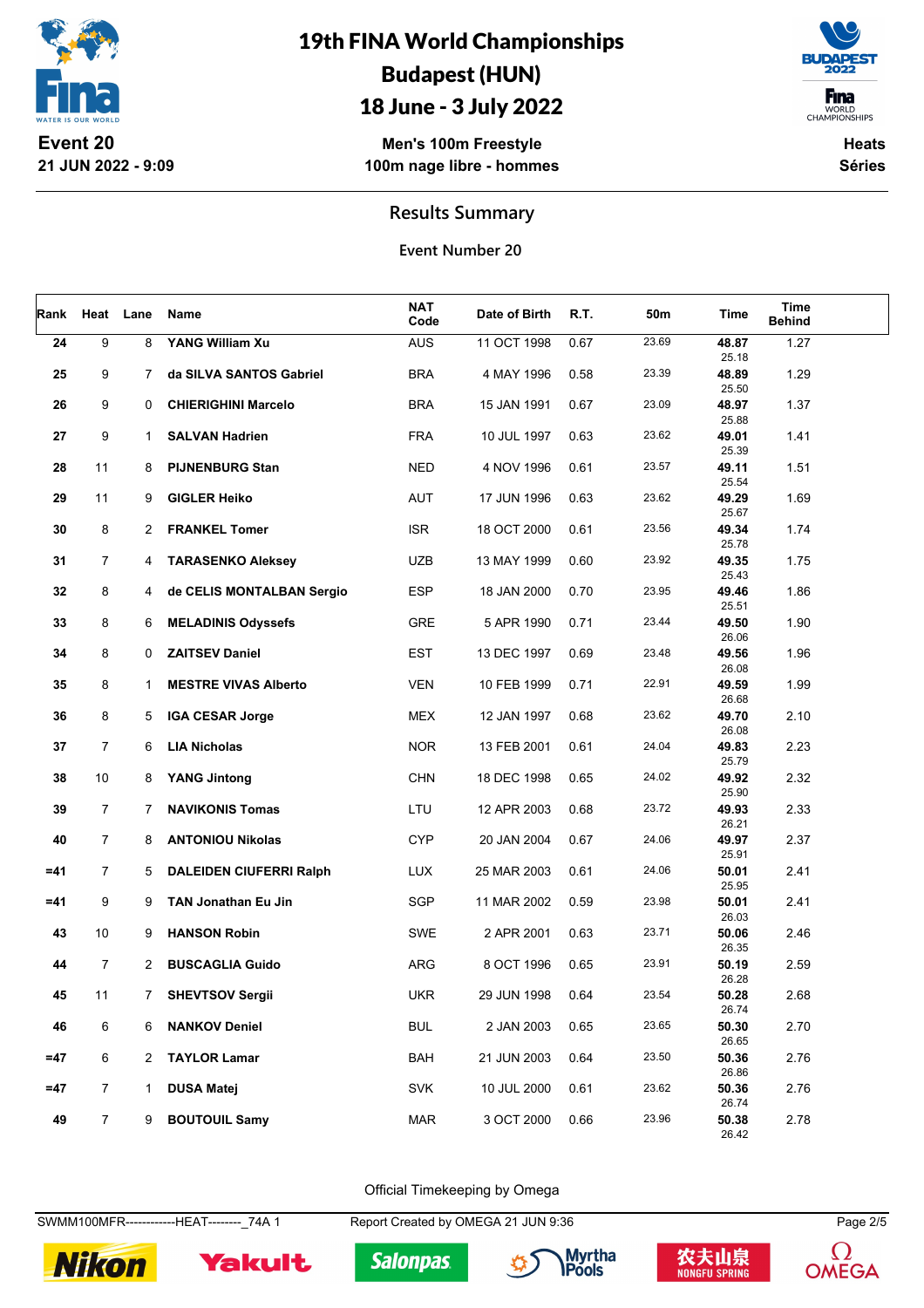# 19th FINA World Championships
## Budapest (HUN)
## 18 June - 3 July 2022

**Event 20**
**21 JUN 2022 - 9:09**

**Men's 100m Freestyle**
**100m nage libre - hommes**

**Heats**
**Séries**

## Results Summary

### Event Number 20

| Rank | Heat | Lane | Name | NAT Code | Date of Birth | R.T. | 50m | Time | Time Behind |
|---|---|---|---|---|---|---|---|---|---|
| 24 | 9 | 8 | **YANG William Xu** | AUS | 11 OCT 1998 | 0.67 | 23.69 | **48.87** 25.18 | 1.27 |
| 25 | 9 | 7 | **da SILVA SANTOS Gabriel** | BRA | 4 MAY 1996 | 0.58 | 23.39 | **48.89** 25.50 | 1.29 |
| 26 | 9 | 0 | **CHIERIGHINI Marcelo** | BRA | 15 JAN 1991 | 0.67 | 23.09 | **48.97** 25.88 | 1.37 |
| 27 | 9 | 1 | **SALVAN Hadrien** | FRA | 10 JUL 1997 | 0.63 | 23.62 | **49.01** 25.39 | 1.41 |
| 28 | 11 | 8 | **PIJNENBURG Stan** | NED | 4 NOV 1996 | 0.61 | 23.57 | **49.11** 25.54 | 1.51 |
| 29 | 11 | 9 | **GIGLER Heiko** | AUT | 17 JUN 1996 | 0.63 | 23.62 | **49.29** 25.67 | 1.69 |
| 30 | 8 | 2 | **FRANKEL Tomer** | ISR | 18 OCT 2000 | 0.61 | 23.56 | **49.34** 25.78 | 1.74 |
| 31 | 7 | 4 | **TARASENKO Aleksey** | UZB | 13 MAY 1999 | 0.60 | 23.92 | **49.35** 25.43 | 1.75 |
| 32 | 8 | 4 | **de CELIS MONTALBAN Sergio** | ESP | 18 JAN 2000 | 0.70 | 23.95 | **49.46** 25.51 | 1.86 |
| 33 | 8 | 6 | **MELADINIS Odyssefs** | GRE | 5 APR 1990 | 0.71 | 23.44 | **49.50** 26.06 | 1.90 |
| 34 | 8 | 0 | **ZAITSEV Daniel** | EST | 13 DEC 1997 | 0.69 | 23.48 | **49.56** 26.08 | 1.96 |
| 35 | 8 | 1 | **MESTRE VIVAS Alberto** | VEN | 10 FEB 1999 | 0.71 | 22.91 | **49.59** 26.68 | 1.99 |
| 36 | 8 | 5 | **IGA CESAR Jorge** | MEX | 12 JAN 1997 | 0.68 | 23.62 | **49.70** 26.08 | 2.10 |
| 37 | 7 | 6 | **LIA Nicholas** | NOR | 13 FEB 2001 | 0.61 | 24.04 | **49.83** 25.79 | 2.23 |
| 38 | 10 | 8 | **YANG Jintong** | CHN | 18 DEC 1998 | 0.65 | 24.02 | **49.92** 25.90 | 2.32 |
| 39 | 7 | 7 | **NAVIKONIS Tomas** | LTU | 12 APR 2003 | 0.68 | 23.72 | **49.93** 26.21 | 2.33 |
| 40 | 7 | 8 | **ANTONIOU Nikolas** | CYP | 20 JAN 2004 | 0.67 | 24.06 | **49.97** 25.91 | 2.37 |
| =41 | 7 | 5 | **DALEIDEN CIUFERRI Ralph** | LUX | 25 MAR 2003 | 0.61 | 24.06 | **50.01** 25.95 | 2.41 |
| =41 | 9 | 9 | **TAN Jonathan Eu Jin** | SGP | 11 MAR 2002 | 0.59 | 23.98 | **50.01** 26.03 | 2.41 |
| 43 | 10 | 9 | **HANSON Robin** | SWE | 2 APR 2001 | 0.63 | 23.71 | **50.06** 26.35 | 2.46 |
| 44 | 7 | 2 | **BUSCAGLIA Guido** | ARG | 8 OCT 1996 | 0.65 | 23.91 | **50.19** 26.28 | 2.59 |
| 45 | 11 | 7 | **SHEVTSOV Sergii** | UKR | 29 JUN 1998 | 0.64 | 23.54 | **50.28** 26.74 | 2.68 |
| 46 | 6 | 6 | **NANKOV Deniel** | BUL | 2 JAN 2003 | 0.65 | 23.65 | **50.30** 26.65 | 2.70 |
| =47 | 6 | 2 | **TAYLOR Lamar** | BAH | 21 JUN 2003 | 0.64 | 23.50 | **50.36** 26.86 | 2.76 |
| =47 | 7 | 1 | **DUSA Matej** | SVK | 10 JUL 2000 | 0.61 | 23.62 | **50.36** 26.74 | 2.76 |
| 49 | 7 | 9 | **BOUTOUIL Samy** | MAR | 3 OCT 2000 | 0.66 | 23.96 | **50.38** 26.42 | 2.78 |

Official Timekeeping by Omega

SWMM100MFR------------HEAT--------_74A 1 Report Created by OMEGA 21 JUN 9:36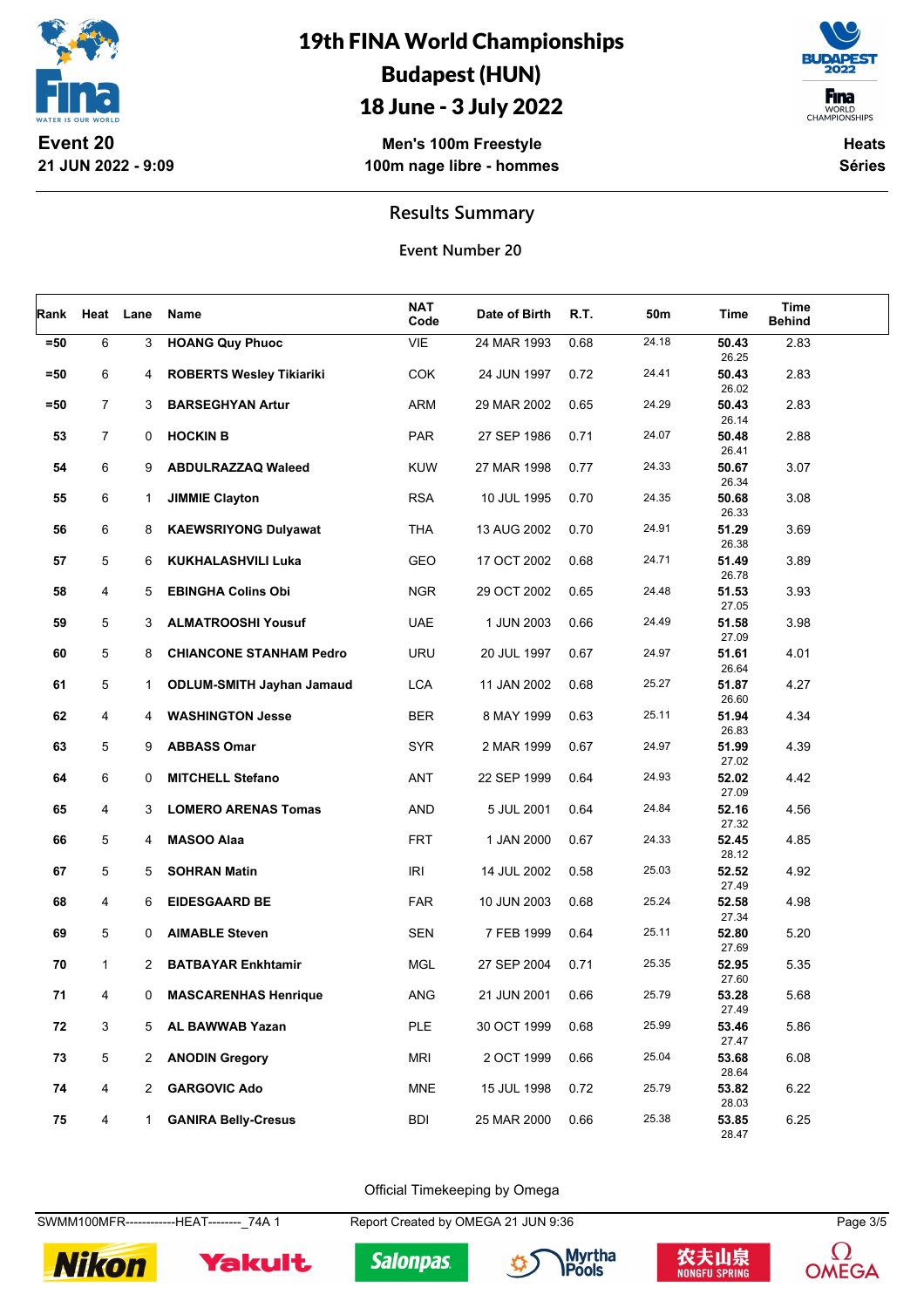# 19th FINA World Championships
# Budapest (HUN)
# 18 June - 3 July 2022

**Event 20**
**21 JUN 2022 - 9:09**

**Men's 100m Freestyle**
**100m nage libre - hommes**

**Heats**
**Séries**

## Results Summary

**Event Number 20**

| Rank | Heat | Lane | Name | NAT Code | Date of Birth | R.T. | 50m | Time | Time Behind |
|---|---|---|---|---|---|---|---|---|---|
| =50 | 6 | 3 | **HOANG Quy Phuoc** | VIE | 24 MAR 1993 | 0.68 | 24.18 | **50.43** 26.25 | 2.83 |
| =50 | 6 | 4 | **ROBERTS Wesley Tikiariki** | COK | 24 JUN 1997 | 0.72 | 24.41 | **50.43** 26.02 | 2.83 |
| =50 | 7 | 3 | **BARSEGHYAN Artur** | ARM | 29 MAR 2002 | 0.65 | 24.29 | **50.43** 26.14 | 2.83 |
| 53 | 7 | 0 | **HOCKIN B** | PAR | 27 SEP 1986 | 0.71 | 24.07 | **50.48** 26.41 | 2.88 |
| 54 | 6 | 9 | **ABDULRAZZAQ Waleed** | KUW | 27 MAR 1998 | 0.77 | 24.33 | **50.67** 26.34 | 3.07 |
| 55 | 6 | 1 | **JIMMIE Clayton** | RSA | 10 JUL 1995 | 0.70 | 24.35 | **50.68** 26.33 | 3.08 |
| 56 | 6 | 8 | **KAEWSRIYONG Dulyawat** | THA | 13 AUG 2002 | 0.70 | 24.91 | **51.29** 26.38 | 3.69 |
| 57 | 5 | 6 | **KUKHALASHVILI Luka** | GEO | 17 OCT 2002 | 0.68 | 24.71 | **51.49** 26.78 | 3.89 |
| 58 | 4 | 5 | **EBINGHA Colins Obi** | NGR | 29 OCT 2002 | 0.65 | 24.48 | **51.53** 27.05 | 3.93 |
| 59 | 5 | 3 | **ALMATROOSHI Yousuf** | UAE | 1 JUN 2003 | 0.66 | 24.49 | **51.58** 27.09 | 3.98 |
| 60 | 5 | 8 | **CHIANCONE STANHAM Pedro** | URU | 20 JUL 1997 | 0.67 | 24.97 | **51.61** 26.64 | 4.01 |
| 61 | 5 | 1 | **ODLUM-SMITH Jayhan Jamaud** | LCA | 11 JAN 2002 | 0.68 | 25.27 | **51.87** 26.60 | 4.27 |
| 62 | 4 | 4 | **WASHINGTON Jesse** | BER | 8 MAY 1999 | 0.63 | 25.11 | **51.94** 26.83 | 4.34 |
| 63 | 5 | 9 | **ABBASS Omar** | SYR | 2 MAR 1999 | 0.67 | 24.97 | **51.99** 27.02 | 4.39 |
| 64 | 6 | 0 | **MITCHELL Stefano** | ANT | 22 SEP 1999 | 0.64 | 24.93 | **52.02** 27.09 | 4.42 |
| 65 | 4 | 3 | **LOMERO ARENAS Tomas** | AND | 5 JUL 2001 | 0.64 | 24.84 | **52.16** 27.32 | 4.56 |
| 66 | 5 | 4 | **MASOO Alaa** | FRT | 1 JAN 2000 | 0.67 | 24.33 | **52.45** 28.12 | 4.85 |
| 67 | 5 | 5 | **SOHRAN Matin** | IRI | 14 JUL 2002 | 0.58 | 25.03 | **52.52** 27.49 | 4.92 |
| 68 | 4 | 6 | **EIDESGAARD BE** | FAR | 10 JUN 2003 | 0.68 | 25.24 | **52.58** 27.34 | 4.98 |
| 69 | 5 | 0 | **AIMABLE Steven** | SEN | 7 FEB 1999 | 0.64 | 25.11 | **52.80** 27.69 | 5.20 |
| 70 | 1 | 2 | **BATBAYAR Enkhtamir** | MGL | 27 SEP 2004 | 0.71 | 25.35 | **52.95** 27.60 | 5.35 |
| 71 | 4 | 0 | **MASCARENHAS Henrique** | ANG | 21 JUN 2001 | 0.66 | 25.79 | **53.28** 27.49 | 5.68 |
| 72 | 3 | 5 | **AL BAWWAB Yazan** | PLE | 30 OCT 1999 | 0.68 | 25.99 | **53.46** 27.47 | 5.86 |
| 73 | 5 | 2 | **ANODIN Gregory** | MRI | 2 OCT 1999 | 0.66 | 25.04 | **53.68** 28.64 | 6.08 |
| 74 | 4 | 2 | **GARGOVIC Ado** | MNE | 15 JUL 1998 | 0.72 | 25.79 | **53.82** 28.03 | 6.22 |
| 75 | 4 | 1 | **GANIRA Belly-Cresus** | BDI | 25 MAR 2000 | 0.66 | 25.38 | **53.85** 28.47 | 6.25 |

Official Timekeeping by Omega

SWMM100MFR------------HEAT--------_74A 1 Report Created by OMEGA 21 JUN 9:36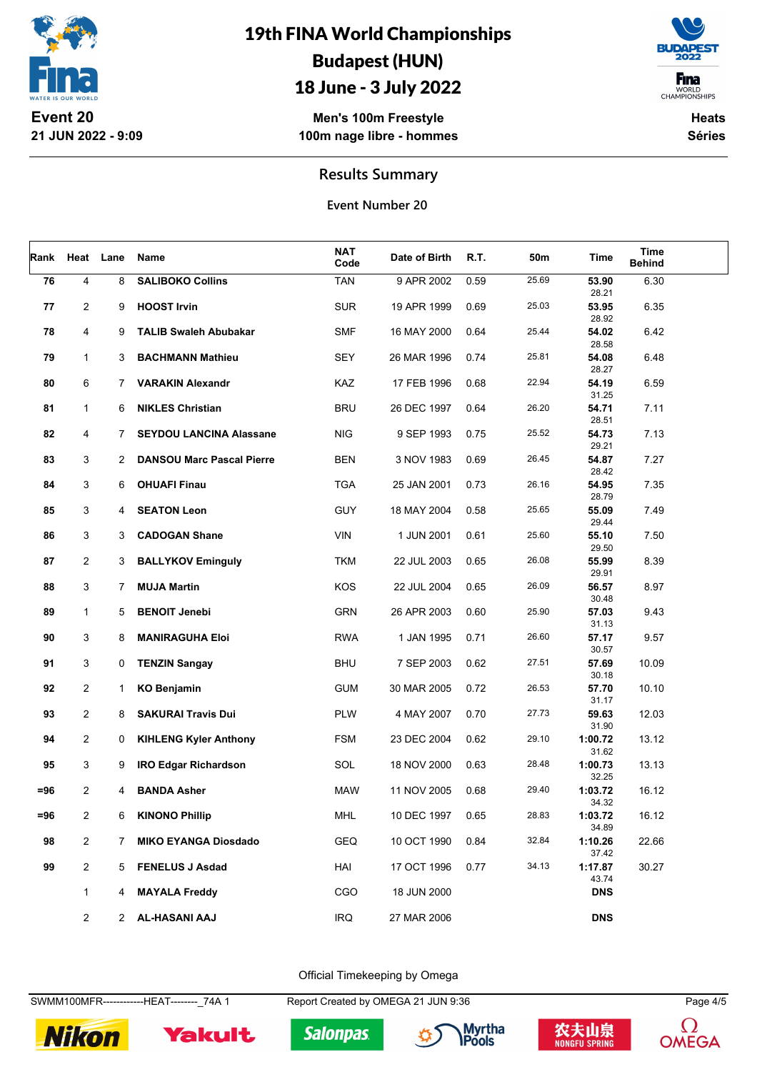# 19th FINA World Championships
## Budapest (HUN)
## 18 June - 3 July 2022

**Event 20**
**21 JUN 2022 - 9:09**

**Men's 100m Freestyle**
**100m nage libre - hommes**

**Heats**
**Séries**

### Results Summary

**Event Number 20**

| Rank | Heat | Lane | Name | NAT Code | Date of Birth | R.T. | 50m | Time | Time Behind |
|---|---|---|---|---|---|---|---|---|---|
| 76 | 4 | 8 | **SALIBOKO Collins** | TAN | 9 APR 2002 | 0.59 | 25.69 | **53.90** 28.21 | 6.30 |
| 77 | 2 | 9 | **HOOST Irvin** | SUR | 19 APR 1999 | 0.69 | 25.03 | **53.95** 28.92 | 6.35 |
| 78 | 4 | 9 | **TALIB Swaleh Abubakar** | SMF | 16 MAY 2000 | 0.64 | 25.44 | **54.02** 28.58 | 6.42 |
| 79 | 1 | 3 | **BACHMANN Mathieu** | SEY | 26 MAR 1996 | 0.74 | 25.81 | **54.08** 28.27 | 6.48 |
| 80 | 6 | 7 | **VARAKIN Alexandr** | KAZ | 17 FEB 1996 | 0.68 | 22.94 | **54.19** 31.25 | 6.59 |
| 81 | 1 | 6 | **NIKLES Christian** | BRU | 26 DEC 1997 | 0.64 | 26.20 | **54.71** 28.51 | 7.11 |
| 82 | 4 | 7 | **SEYDOU LANCINA Alassane** | NIG | 9 SEP 1993 | 0.75 | 25.52 | **54.73** 29.21 | 7.13 |
| 83 | 3 | 2 | **DANSOU Marc Pascal Pierre** | BEN | 3 NOV 1983 | 0.69 | 26.45 | **54.87** 28.42 | 7.27 |
| 84 | 3 | 6 | **OHUAFI Finau** | TGA | 25 JAN 2001 | 0.73 | 26.16 | **54.95** 28.79 | 7.35 |
| 85 | 3 | 4 | **SEATON Leon** | GUY | 18 MAY 2004 | 0.58 | 25.65 | **55.09** 29.44 | 7.49 |
| 86 | 3 | 3 | **CADOGAN Shane** | VIN | 1 JUN 2001 | 0.61 | 25.60 | **55.10** 29.50 | 7.50 |
| 87 | 2 | 3 | **BALLYKOV Eminguly** | TKM | 22 JUL 2003 | 0.65 | 26.08 | **55.99** 29.91 | 8.39 |
| 88 | 3 | 7 | **MUJA Martin** | KOS | 22 JUL 2004 | 0.65 | 26.09 | **56.57** 30.48 | 8.97 |
| 89 | 1 | 5 | **BENOIT Jenebi** | GRN | 26 APR 2003 | 0.60 | 25.90 | **57.03** 31.13 | 9.43 |
| 90 | 3 | 8 | **MANIRAGUHA Eloi** | RWA | 1 JAN 1995 | 0.71 | 26.60 | **57.17** 30.57 | 9.57 |
| 91 | 3 | 0 | **TENZIN Sangay** | BHU | 7 SEP 2003 | 0.62 | 27.51 | **57.69** 30.18 | 10.09 |
| 92 | 2 | 1 | **KO Benjamin** | GUM | 30 MAR 2005 | 0.72 | 26.53 | **57.70** 31.17 | 10.10 |
| 93 | 2 | 8 | **SAKURAI Travis Dui** | PLW | 4 MAY 2007 | 0.70 | 27.73 | **59.63** 31.90 | 12.03 |
| 94 | 2 | 0 | **KIHLENG Kyler Anthony** | FSM | 23 DEC 2004 | 0.62 | 29.10 | **1:00.72** 31.62 | 13.12 |
| 95 | 3 | 9 | **IRO Edgar Richardson** | SOL | 18 NOV 2000 | 0.63 | 28.48 | **1:00.73** 32.25 | 13.13 |
| =96 | 2 | 4 | **BANDA Asher** | MAW | 11 NOV 2005 | 0.68 | 29.40 | **1:03.72** 34.32 | 16.12 |
| =96 | 2 | 6 | **KINONO Phillip** | MHL | 10 DEC 1997 | 0.65 | 28.83 | **1:03.72** 34.89 | 16.12 |
| 98 | 2 | 7 | **MIKO EYANGA Diosdado** | GEQ | 10 OCT 1990 | 0.84 | 32.84 | **1:10.26** 37.42 | 22.66 |
| 99 | 2 | 5 | **FENELUS J Asdad** | HAI | 17 OCT 1996 | 0.77 | 34.13 | **1:17.87** 43.74 | 30.27 |
| | 1 | 4 | **MAYALA Freddy** | CGO | 18 JUN 2000 | | | **DNS** | |
| | 2 | 2 | **AL-HASANI AAJ** | IRQ | 27 MAR 2006 | | | **DNS** | |

Official Timekeeping by Omega

SWMM100MFR------------HEAT--------_74A 1 Report Created by OMEGA 21 JUN 9:36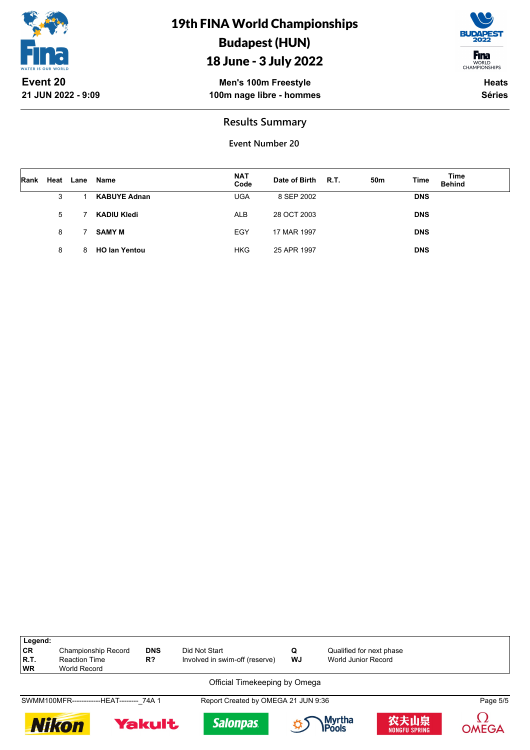# 19th FINA World Championships
# Budapest (HUN)
# 18 June - 3 July 2022

**Event 20**
**21 JUN 2022 - 9:09**

**Men's 100m Freestyle**
**100m nage libre - hommes**

**Heats**
**Séries**

## Results Summary

### Event Number 20

| Rank | Heat | Lane | Name | NAT Code | Date of Birth | R.T. | 50m | Time | Time Behind |
|---|---|---|---|---|---|---|---|---|---|
| | 3 | 1 | **KABUYE Adnan** | UGA | 8 SEP 2002 | | | **DNS** | |
| | 5 | 7 | **KADIU Kledi** | ALB | 28 OCT 2003 | | | **DNS** | |
| | 8 | 7 | **SAMY M** | EGY | 17 MAR 1997 | | | **DNS** | |
| | 8 | 8 | **HO Ian Yentou** | HKG | 25 APR 1997 | | | **DNS** | |

**Legend:**

| | | | | | |
|---|---|---|---|---|---|
| **CR** | Championship Record | **DNS** | Did Not Start | **Q** | Qualified for next phase |
| **R.T.** | Reaction Time | **R?** | Involved in swim-off (reserve) | **WJ** | World Junior Record |
| **WR** | World Record | | | | |

Official Timekeeping by Omega

SWMM100MFR------------HEAT--------_74A 1

Report Created by OMEGA 21 JUN 9:36